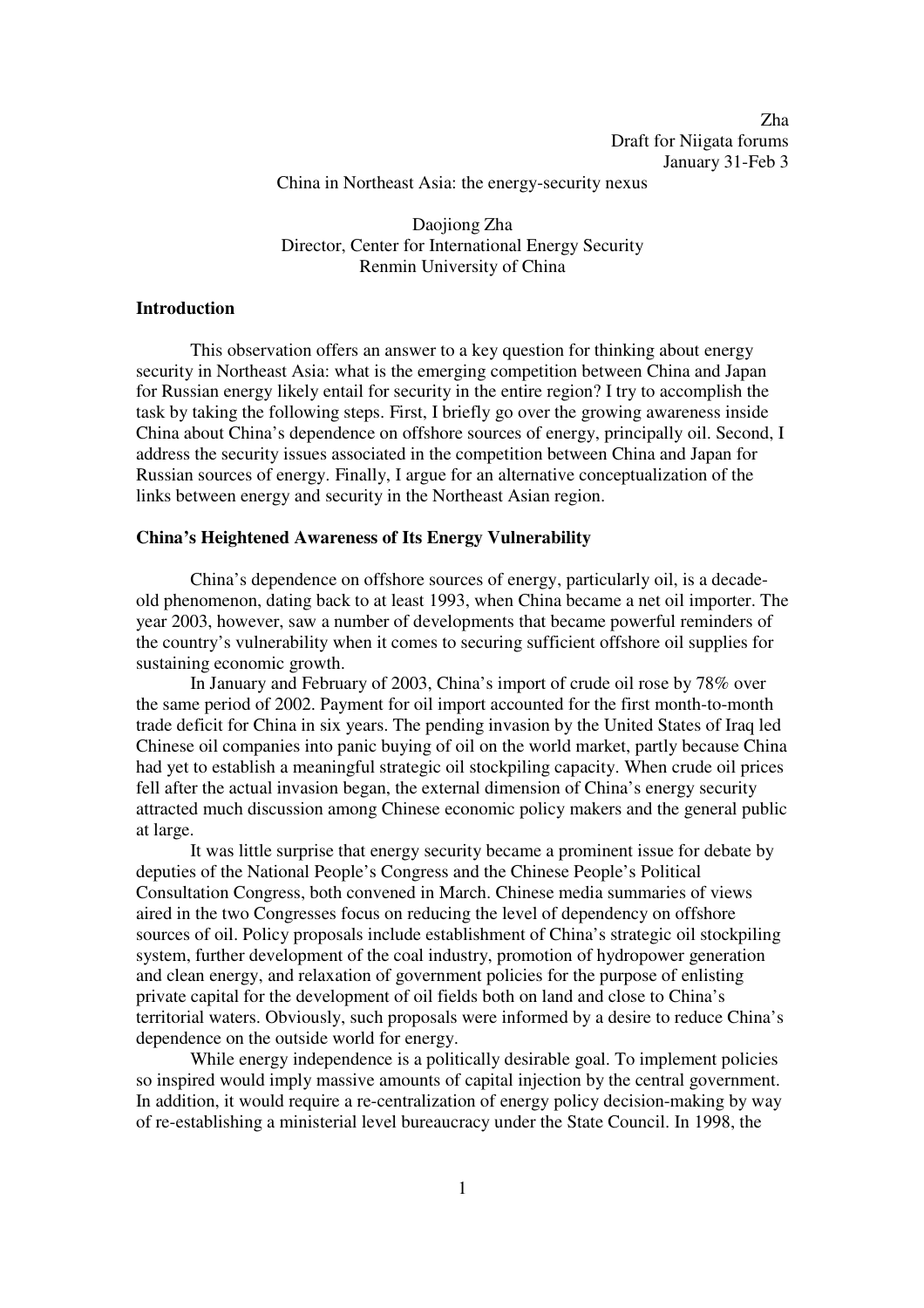Zha
Draft for Niigata forums
January 31-Feb 3

China in Northeast Asia: the energy-security nexus

Daojiong Zha
Director, Center for International Energy Security
Renmin University of China

## Introduction

This observation offers an answer to a key question for thinking about energy security in Northeast Asia: what is the emerging competition between China and Japan for Russian energy likely entail for security in the entire region? I try to accomplish the task by taking the following steps. First, I briefly go over the growing awareness inside China about China's dependence on offshore sources of energy, principally oil. Second, I address the security issues associated in the competition between China and Japan for Russian sources of energy. Finally, I argue for an alternative conceptualization of the links between energy and security in the Northeast Asian region.

## China's Heightened Awareness of Its Energy Vulnerability

China's dependence on offshore sources of energy, particularly oil, is a decade-old phenomenon, dating back to at least 1993, when China became a net oil importer. The year 2003, however, saw a number of developments that became powerful reminders of the country's vulnerability when it comes to securing sufficient offshore oil supplies for sustaining economic growth.

In January and February of 2003, China's import of crude oil rose by 78% over the same period of 2002. Payment for oil import accounted for the first month-to-month trade deficit for China in six years. The pending invasion by the United States of Iraq led Chinese oil companies into panic buying of oil on the world market, partly because China had yet to establish a meaningful strategic oil stockpiling capacity. When crude oil prices fell after the actual invasion began, the external dimension of China's energy security attracted much discussion among Chinese economic policy makers and the general public at large.

It was little surprise that energy security became a prominent issue for debate by deputies of the National People's Congress and the Chinese People's Political Consultation Congress, both convened in March. Chinese media summaries of views aired in the two Congresses focus on reducing the level of dependency on offshore sources of oil. Policy proposals include establishment of China's strategic oil stockpiling system, further development of the coal industry, promotion of hydropower generation and clean energy, and relaxation of government policies for the purpose of enlisting private capital for the development of oil fields both on land and close to China's territorial waters. Obviously, such proposals were informed by a desire to reduce China's dependence on the outside world for energy.

While energy independence is a politically desirable goal. To implement policies so inspired would imply massive amounts of capital injection by the central government. In addition, it would require a re-centralization of energy policy decision-making by way of re-establishing a ministerial level bureaucracy under the State Council. In 1998, the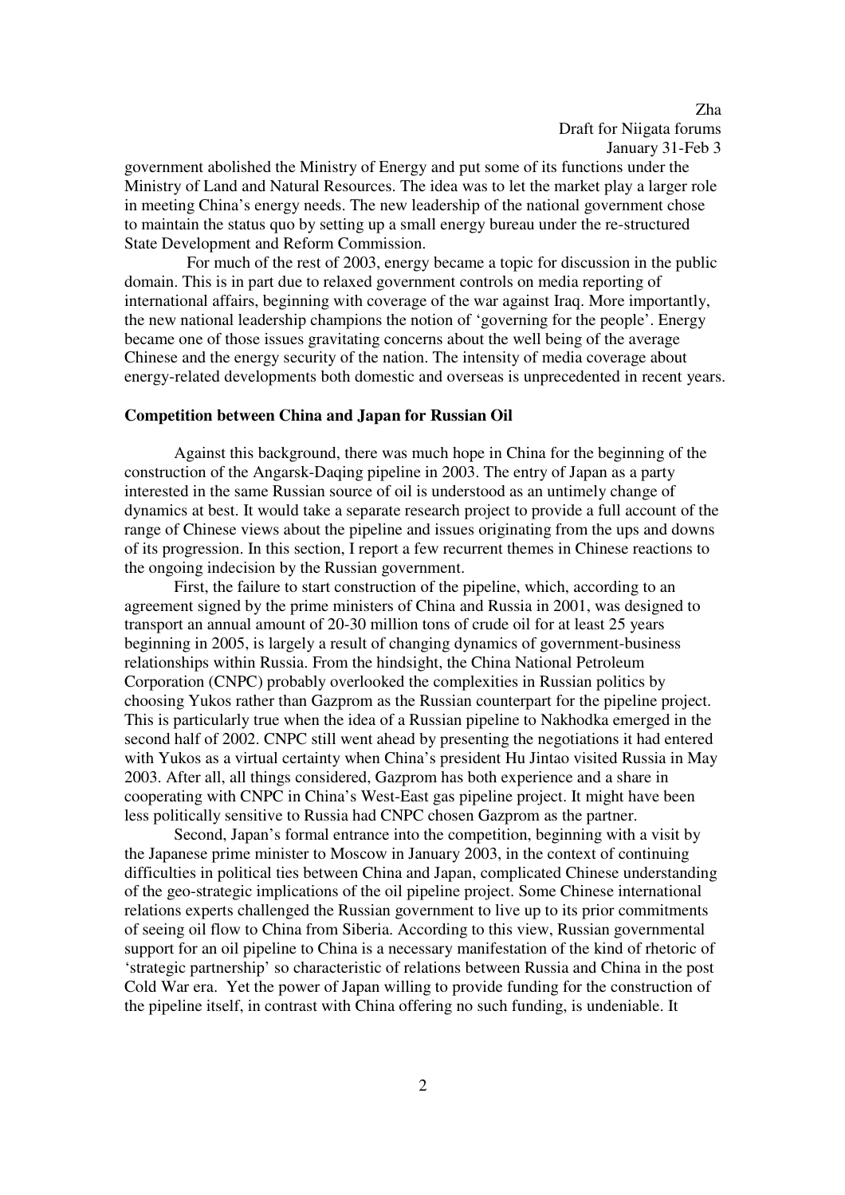government abolished the Ministry of Energy and put some of its functions under the Ministry of Land and Natural Resources. The idea was to let the market play a larger role in meeting China's energy needs. The new leadership of the national government chose to maintain the status quo by setting up a small energy bureau under the re-structured State Development and Reform Commission.

For much of the rest of 2003, energy became a topic for discussion in the public domain. This is in part due to relaxed government controls on media reporting of international affairs, beginning with coverage of the war against Iraq. More importantly, the new national leadership champions the notion of 'governing for the people'. Energy became one of those issues gravitating concerns about the well being of the average Chinese and the energy security of the nation. The intensity of media coverage about energy-related developments both domestic and overseas is unprecedented in recent years.

**Competition between China and Japan for Russian Oil**

Against this background, there was much hope in China for the beginning of the construction of the Angarsk-Daqing pipeline in 2003. The entry of Japan as a party interested in the same Russian source of oil is understood as an untimely change of dynamics at best. It would take a separate research project to provide a full account of the range of Chinese views about the pipeline and issues originating from the ups and downs of its progression. In this section, I report a few recurrent themes in Chinese reactions to the ongoing indecision by the Russian government.

First, the failure to start construction of the pipeline, which, according to an agreement signed by the prime ministers of China and Russia in 2001, was designed to transport an annual amount of 20-30 million tons of crude oil for at least 25 years beginning in 2005, is largely a result of changing dynamics of government-business relationships within Russia. From the hindsight, the China National Petroleum Corporation (CNPC) probably overlooked the complexities in Russian politics by choosing Yukos rather than Gazprom as the Russian counterpart for the pipeline project. This is particularly true when the idea of a Russian pipeline to Nakhodka emerged in the second half of 2002. CNPC still went ahead by presenting the negotiations it had entered with Yukos as a virtual certainty when China's president Hu Jintao visited Russia in May 2003. After all, all things considered, Gazprom has both experience and a share in cooperating with CNPC in China's West-East gas pipeline project. It might have been less politically sensitive to Russia had CNPC chosen Gazprom as the partner.

Second, Japan's formal entrance into the competition, beginning with a visit by the Japanese prime minister to Moscow in January 2003, in the context of continuing difficulties in political ties between China and Japan, complicated Chinese understanding of the geo-strategic implications of the oil pipeline project. Some Chinese international relations experts challenged the Russian government to live up to its prior commitments of seeing oil flow to China from Siberia. According to this view, Russian governmental support for an oil pipeline to China is a necessary manifestation of the kind of rhetoric of 'strategic partnership' so characteristic of relations between Russia and China in the post Cold War era. Yet the power of Japan willing to provide funding for the construction of the pipeline itself, in contrast with China offering no such funding, is undeniable. It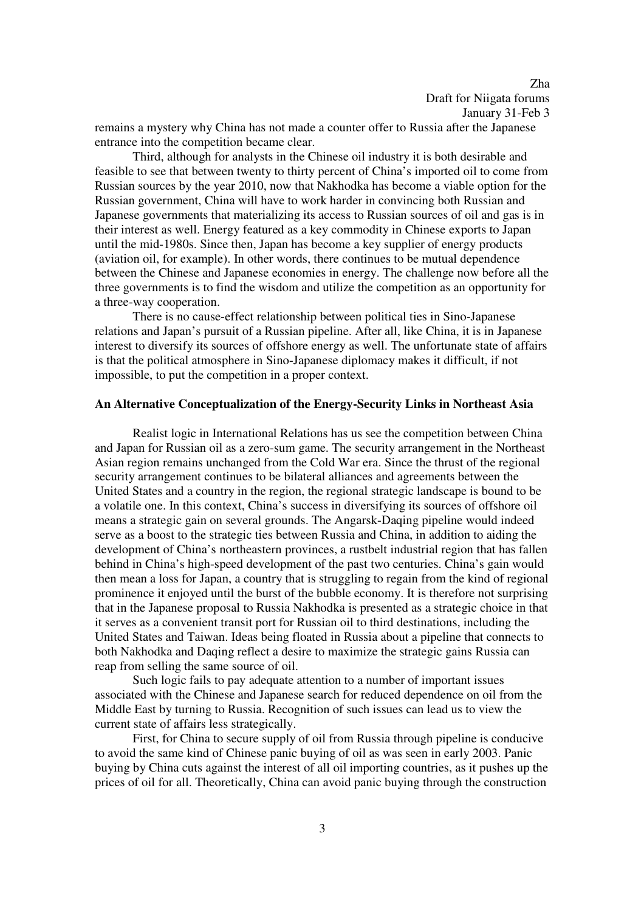remains a mystery why China has not made a counter offer to Russia after the Japanese entrance into the competition became clear.

Third, although for analysts in the Chinese oil industry it is both desirable and feasible to see that between twenty to thirty percent of China's imported oil to come from Russian sources by the year 2010, now that Nakhodka has become a viable option for the Russian government, China will have to work harder in convincing both Russian and Japanese governments that materializing its access to Russian sources of oil and gas is in their interest as well. Energy featured as a key commodity in Chinese exports to Japan until the mid-1980s. Since then, Japan has become a key supplier of energy products (aviation oil, for example). In other words, there continues to be mutual dependence between the Chinese and Japanese economies in energy. The challenge now before all the three governments is to find the wisdom and utilize the competition as an opportunity for a three-way cooperation.

There is no cause-effect relationship between political ties in Sino-Japanese relations and Japan's pursuit of a Russian pipeline. After all, like China, it is in Japanese interest to diversify its sources of offshore energy as well. The unfortunate state of affairs is that the political atmosphere in Sino-Japanese diplomacy makes it difficult, if not impossible, to put the competition in a proper context.

**An Alternative Conceptualization of the Energy-Security Links in Northeast Asia**

Realist logic in International Relations has us see the competition between China and Japan for Russian oil as a zero-sum game. The security arrangement in the Northeast Asian region remains unchanged from the Cold War era. Since the thrust of the regional security arrangement continues to be bilateral alliances and agreements between the United States and a country in the region, the regional strategic landscape is bound to be a volatile one. In this context, China's success in diversifying its sources of offshore oil means a strategic gain on several grounds. The Angarsk-Daqing pipeline would indeed serve as a boost to the strategic ties between Russia and China, in addition to aiding the development of China's northeastern provinces, a rustbelt industrial region that has fallen behind in China's high-speed development of the past two centuries. China's gain would then mean a loss for Japan, a country that is struggling to regain from the kind of regional prominence it enjoyed until the burst of the bubble economy. It is therefore not surprising that in the Japanese proposal to Russia Nakhodka is presented as a strategic choice in that it serves as a convenient transit port for Russian oil to third destinations, including the United States and Taiwan. Ideas being floated in Russia about a pipeline that connects to both Nakhodka and Daqing reflect a desire to maximize the strategic gains Russia can reap from selling the same source of oil.

Such logic fails to pay adequate attention to a number of important issues associated with the Chinese and Japanese search for reduced dependence on oil from the Middle East by turning to Russia. Recognition of such issues can lead us to view the current state of affairs less strategically.

First, for China to secure supply of oil from Russia through pipeline is conducive to avoid the same kind of Chinese panic buying of oil as was seen in early 2003. Panic buying by China cuts against the interest of all oil importing countries, as it pushes up the prices of oil for all. Theoretically, China can avoid panic buying through the construction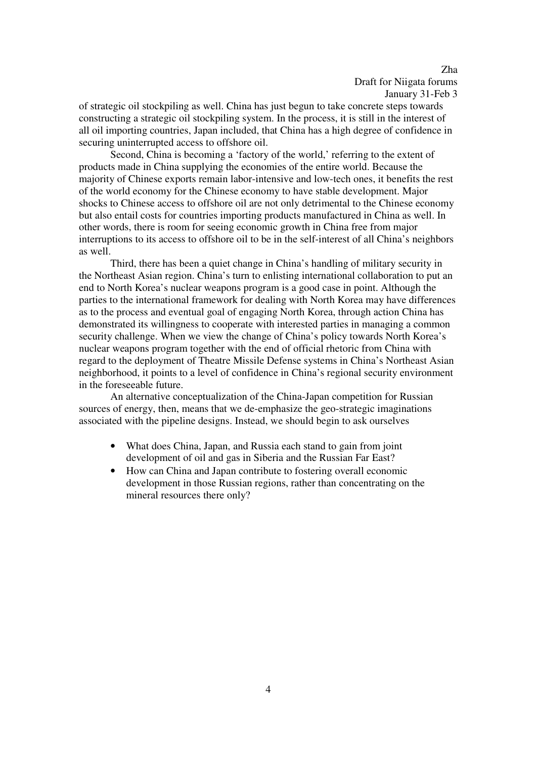of strategic oil stockpiling as well. China has just begun to take concrete steps towards constructing a strategic oil stockpiling system. In the process, it is still in the interest of all oil importing countries, Japan included, that China has a high degree of confidence in securing uninterrupted access to offshore oil.

Second, China is becoming a 'factory of the world,' referring to the extent of products made in China supplying the economies of the entire world. Because the majority of Chinese exports remain labor-intensive and low-tech ones, it benefits the rest of the world economy for the Chinese economy to have stable development. Major shocks to Chinese access to offshore oil are not only detrimental to the Chinese economy but also entail costs for countries importing products manufactured in China as well. In other words, there is room for seeing economic growth in China free from major interruptions to its access to offshore oil to be in the self-interest of all China's neighbors as well.

Third, there has been a quiet change in China's handling of military security in the Northeast Asian region. China's turn to enlisting international collaboration to put an end to North Korea's nuclear weapons program is a good case in point. Although the parties to the international framework for dealing with North Korea may have differences as to the process and eventual goal of engaging North Korea, through action China has demonstrated its willingness to cooperate with interested parties in managing a common security challenge. When we view the change of China's policy towards North Korea's nuclear weapons program together with the end of official rhetoric from China with regard to the deployment of Theatre Missile Defense systems in China's Northeast Asian neighborhood, it points to a level of confidence in China's regional security environment in the foreseeable future.

An alternative conceptualization of the China-Japan competition for Russian sources of energy, then, means that we de-emphasize the geo-strategic imaginations associated with the pipeline designs. Instead, we should begin to ask ourselves

- What does China, Japan, and Russia each stand to gain from joint development of oil and gas in Siberia and the Russian Far East?
- How can China and Japan contribute to fostering overall economic development in those Russian regions, rather than concentrating on the mineral resources there only?